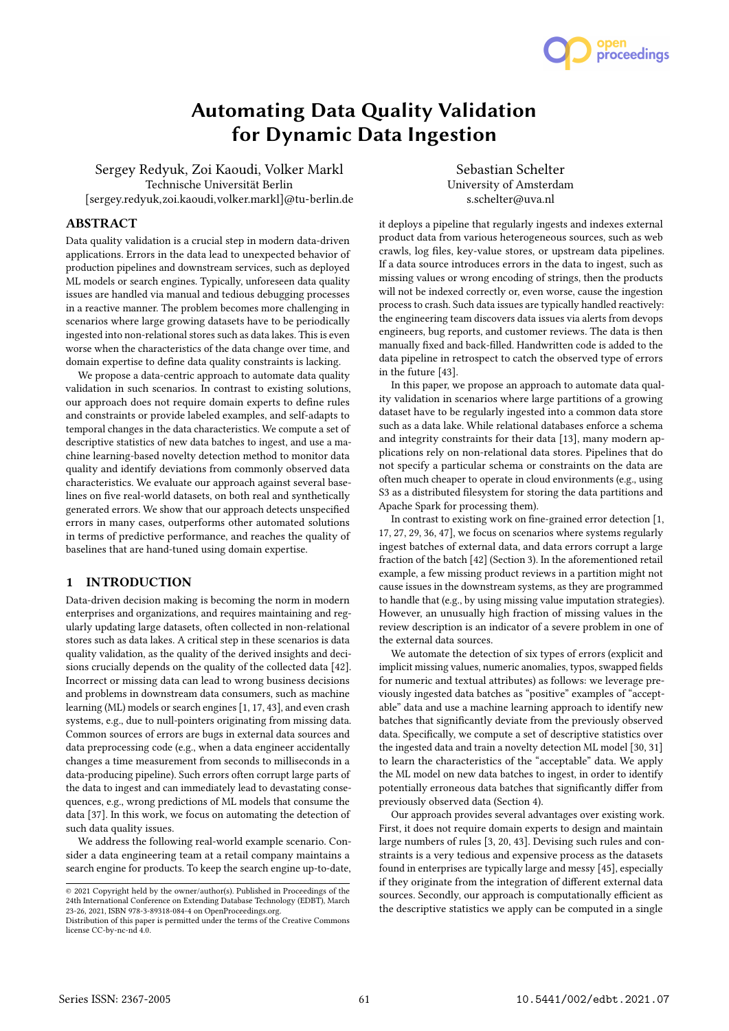# Automating Data Quality Validation for Dynamic Data Ingestion

Sergey Redyuk, Zoi Kaoudi, Volker Markl
Technische Universität Berlin
[sergey.redyuk,zoi.kaoudi,volker.markl]@tu-berlin.de

Sebastian Schelter
University of Amsterdam
s.schelter@uva.nl

## ABSTRACT

Data quality validation is a crucial step in modern data-driven applications. Errors in the data lead to unexpected behavior of production pipelines and downstream services, such as deployed ML models or search engines. Typically, unforeseen data quality issues are handled via manual and tedious debugging processes in a reactive manner. The problem becomes more challenging in scenarios where large growing datasets have to be periodically ingested into non-relational stores such as data lakes. This is even worse when the characteristics of the data change over time, and domain expertise to define data quality constraints is lacking.

We propose a data-centric approach to automate data quality validation in such scenarios. In contrast to existing solutions, our approach does not require domain experts to define rules and constraints or provide labeled examples, and self-adapts to temporal changes in the data characteristics. We compute a set of descriptive statistics of new data batches to ingest, and use a machine learning-based novelty detection method to monitor data quality and identify deviations from commonly observed data characteristics. We evaluate our approach against several baselines on five real-world datasets, on both real and synthetically generated errors. We show that our approach detects unspecified errors in many cases, outperforms other automated solutions in terms of predictive performance, and reaches the quality of baselines that are hand-tuned using domain expertise.

## 1 INTRODUCTION

Data-driven decision making is becoming the norm in modern enterprises and organizations, and requires maintaining and regularly updating large datasets, often collected in non-relational stores such as data lakes. A critical step in these scenarios is data quality validation, as the quality of the derived insights and decisions crucially depends on the quality of the collected data [42]. Incorrect or missing data can lead to wrong business decisions and problems in downstream data consumers, such as machine learning (ML) models or search engines [1, 17, 43], and even crash systems, e.g., due to null-pointers originating from missing data. Common sources of errors are bugs in external data sources and data preprocessing code (e.g., when a data engineer accidentally changes a time measurement from seconds to milliseconds in a data-producing pipeline). Such errors often corrupt large parts of the data to ingest and can immediately lead to devastating consequences, e.g., wrong predictions of ML models that consume the data [37]. In this work, we focus on automating the detection of such data quality issues.

We address the following real-world example scenario. Consider a data engineering team at a retail company maintains a search engine for products. To keep the search engine up-to-date, it deploys a pipeline that regularly ingests and indexes external product data from various heterogeneous sources, such as web crawls, log files, key-value stores, or upstream data pipelines. If a data source introduces errors in the data to ingest, such as missing values or wrong encoding of strings, then the products will not be indexed correctly or, even worse, cause the ingestion process to crash. Such data issues are typically handled reactively: the engineering team discovers data issues via alerts from devops engineers, bug reports, and customer reviews. The data is then manually fixed and back-filled. Handwritten code is added to the data pipeline in retrospect to catch the observed type of errors in the future [43].

In this paper, we propose an approach to automate data quality validation in scenarios where large partitions of a growing dataset have to be regularly ingested into a common data store such as a data lake. While relational databases enforce a schema and integrity constraints for their data [13], many modern applications rely on non-relational data stores. Pipelines that do not specify a particular schema or constraints on the data are often much cheaper to operate in cloud environments (e.g., using S3 as a distributed filesystem for storing the data partitions and Apache Spark for processing them).

In contrast to existing work on fine-grained error detection [1, 17, 27, 29, 36, 47], we focus on scenarios where systems regularly ingest batches of external data, and data errors corrupt a large fraction of the batch [42] (Section 3). In the aforementioned retail example, a few missing product reviews in a partition might not cause issues in the downstream systems, as they are programmed to handle that (e.g., by using missing value imputation strategies). However, an unusually high fraction of missing values in the review description is an indicator of a severe problem in one of the external data sources.

We automate the detection of six types of errors (explicit and implicit missing values, numeric anomalies, typos, swapped fields for numeric and textual attributes) as follows: we leverage previously ingested data batches as "positive" examples of "acceptable" data and use a machine learning approach to identify new batches that significantly deviate from the previously observed data. Specifically, we compute a set of descriptive statistics over the ingested data and train a novelty detection ML model [30, 31] to learn the characteristics of the "acceptable" data. We apply the ML model on new data batches to ingest, in order to identify potentially erroneous data batches that significantly differ from previously observed data (Section 4).

Our approach provides several advantages over existing work. First, it does not require domain experts to design and maintain large numbers of rules [3, 20, 43]. Devising such rules and constraints is a very tedious and expensive process as the datasets found in enterprises are typically large and messy [45], especially if they originate from the integration of different external data sources. Secondly, our approach is computationally efficient as the descriptive statistics we apply can be computed in a single

© 2021 Copyright held by the owner/author(s). Published in Proceedings of the 24th International Conference on Extending Database Technology (EDBT), March 23-26, 2021, ISBN 978-3-89318-084-4 on OpenProceedings.org.
Distribution of this paper is permitted under the terms of the Creative Commons license CC-by-nc-nd 4.0.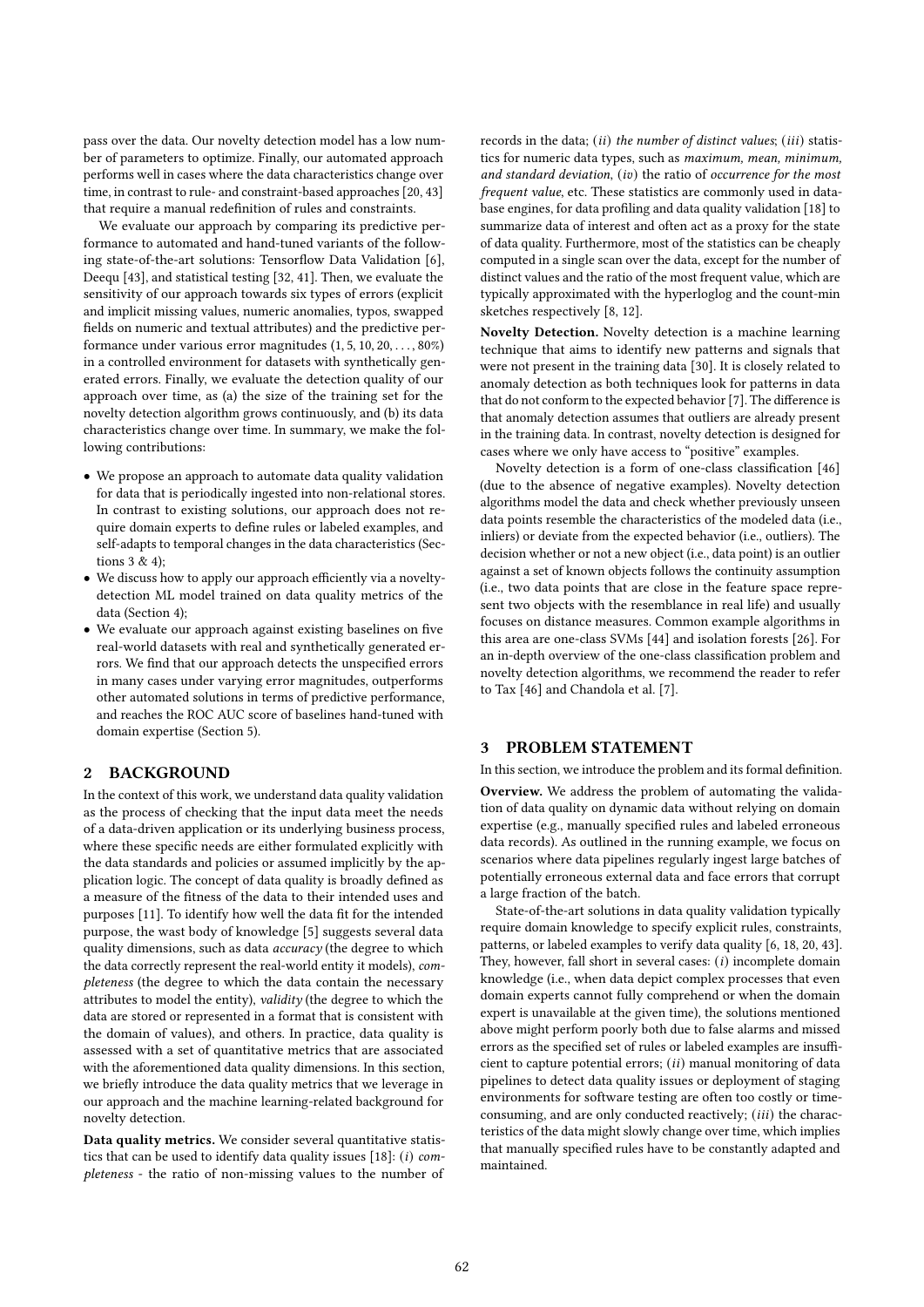pass over the data. Our novelty detection model has a low number of parameters to optimize. Finally, our automated approach performs well in cases where the data characteristics change over time, in contrast to rule- and constraint-based approaches [20, 43] that require a manual redefinition of rules and constraints.

We evaluate our approach by comparing its predictive performance to automated and hand-tuned variants of the following state-of-the-art solutions: Tensorflow Data Validation [6], Deequ [43], and statistical testing [32, 41]. Then, we evaluate the sensitivity of our approach towards six types of errors (explicit and implicit missing values, numeric anomalies, typos, swapped fields on numeric and textual attributes) and the predictive performance under various error magnitudes $(1, 5, 10, 20, \ldots, 80\%)$ in a controlled environment for datasets with synthetically generated errors. Finally, we evaluate the detection quality of our approach over time, as (a) the size of the training set for the novelty detection algorithm grows continuously, and (b) its data characteristics change over time. In summary, we make the following contributions:

- We propose an approach to automate data quality validation for data that is periodically ingested into non-relational stores. In contrast to existing solutions, our approach does not require domain experts to define rules or labeled examples, and self-adapts to temporal changes in the data characteristics (Sections 3 & 4);
- We discuss how to apply our approach efficiently via a novelty-detection ML model trained on data quality metrics of the data (Section 4);
- We evaluate our approach against existing baselines on five real-world datasets with real and synthetically generated errors. We find that our approach detects the unspecified errors in many cases under varying error magnitudes, outperforms other automated solutions in terms of predictive performance, and reaches the ROC AUC score of baselines hand-tuned with domain expertise (Section 5).

## 2 BACKGROUND

In the context of this work, we understand data quality validation as the process of checking that the input data meet the needs of a data-driven application or its underlying business process, where these specific needs are either formulated explicitly with the data standards and policies or assumed implicitly by the application logic. The concept of data quality is broadly defined as a measure of the fitness of the data to their intended uses and purposes [11]. To identify how well the data fit for the intended purpose, the wast body of knowledge [5] suggests several data quality dimensions, such as data *accuracy* (the degree to which the data correctly represent the real-world entity it models), *completeness* (the degree to which the data contain the necessary attributes to model the entity), *validity* (the degree to which the data are stored or represented in a format that is consistent with the domain of values), and others. In practice, data quality is assessed with a set of quantitative metrics that are associated with the aforementioned data quality dimensions. In this section, we briefly introduce the data quality metrics that we leverage in our approach and the machine learning-related background for novelty detection.

**Data quality metrics.** We consider several quantitative statistics that can be used to identify data quality issues [18]: (*i*) *completeness* - the ratio of non-missing values to the number of records in the data; (*ii*) *the number of distinct values*; (*iii*) statistics for numeric data types, such as *maximum, mean, minimum, and standard deviation*, (*iv*) the ratio of *occurrence for the most frequent value*, etc. These statistics are commonly used in database engines, for data profiling and data quality validation [18] to summarize data of interest and often act as a proxy for the state of data quality. Furthermore, most of the statistics can be cheaply computed in a single scan over the data, except for the number of distinct values and the ratio of the most frequent value, which are typically approximated with the hyperloglog and the count-min sketches respectively [8, 12].

**Novelty Detection.** Novelty detection is a machine learning technique that aims to identify new patterns and signals that were not present in the training data [30]. It is closely related to anomaly detection as both techniques look for patterns in data that do not conform to the expected behavior [7]. The difference is that anomaly detection assumes that outliers are already present in the training data. In contrast, novelty detection is designed for cases where we only have access to "positive" examples.

Novelty detection is a form of one-class classification [46] (due to the absence of negative examples). Novelty detection algorithms model the data and check whether previously unseen data points resemble the characteristics of the modeled data (i.e., inliers) or deviate from the expected behavior (i.e., outliers). The decision whether or not a new object (i.e., data point) is an outlier against a set of known objects follows the continuity assumption (i.e., two data points that are close in the feature space represent two objects with the resemblance in real life) and usually focuses on distance measures. Common example algorithms in this area are one-class SVMs [44] and isolation forests [26]. For an in-depth overview of the one-class classification problem and novelty detection algorithms, we recommend the reader to refer to Tax [46] and Chandola et al. [7].

## 3 PROBLEM STATEMENT

In this section, we introduce the problem and its formal definition.

**Overview.** We address the problem of automating the validation of data quality on dynamic data without relying on domain expertise (e.g., manually specified rules and labeled erroneous data records). As outlined in the running example, we focus on scenarios where data pipelines regularly ingest large batches of potentially erroneous external data and face errors that corrupt a large fraction of the batch.

State-of-the-art solutions in data quality validation typically require domain knowledge to specify explicit rules, constraints, patterns, or labeled examples to verify data quality [6, 18, 20, 43]. They, however, fall short in several cases: (*i*) incomplete domain knowledge (i.e., when data depict complex processes that even domain experts cannot fully comprehend or when the domain expert is unavailable at the given time), the solutions mentioned above might perform poorly both due to false alarms and missed errors as the specified set of rules or labeled examples is insufficient to capture potential errors; (*ii*) manual monitoring of data pipelines to detect data quality issues or deployment of staging environments for software testing are often too costly or time-consuming, and are only conducted reactively; (*iii*) the characteristics of the data might slowly change over time, which implies that manually specified rules have to be constantly adapted and maintained.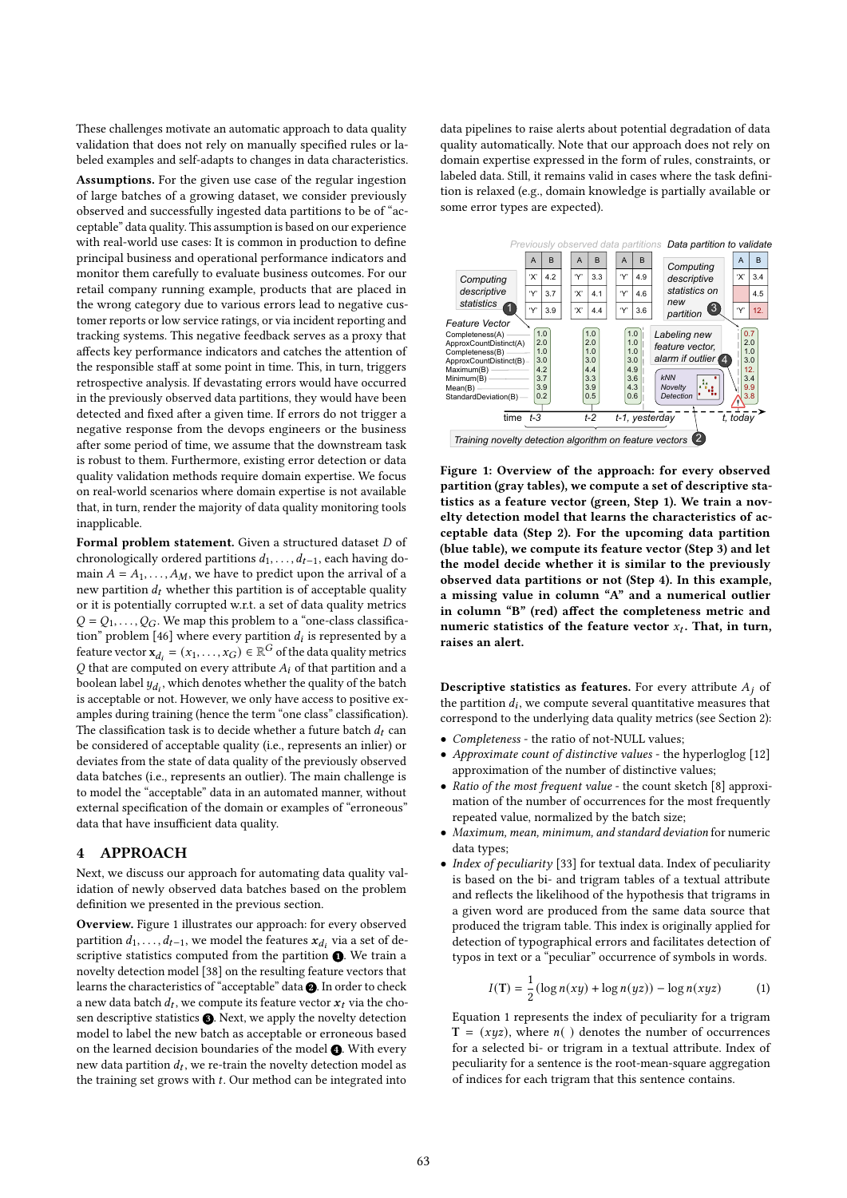These challenges motivate an automatic approach to data quality validation that does not rely on manually specified rules or labeled examples and self-adapts to changes in data characteristics.

**Assumptions.** For the given use case of the regular ingestion of large batches of a growing dataset, we consider previously observed and successfully ingested data partitions to be of "acceptable" data quality. This assumption is based on our experience with real-world use cases: It is common in production to define principal business and operational performance indicators and monitor them carefully to evaluate business outcomes. For our retail company running example, products that are placed in the wrong category due to various errors lead to negative customer reports or low service ratings, or via incident reporting and tracking systems. This negative feedback serves as a proxy that affects key performance indicators and catches the attention of the responsible staff at some point in time. This, in turn, triggers retrospective analysis. If devastating errors would have occurred in the previously observed data partitions, they would have been detected and fixed after a given time. If errors do not trigger a negative response from the devops engineers or the business after some period of time, we assume that the downstream task is robust to them. Furthermore, existing error detection or data quality validation methods require domain expertise. We focus on real-world scenarios where domain expertise is not available that, in turn, render the majority of data quality monitoring tools inapplicable.

**Formal problem statement.** Given a structured dataset $D$ of chronologically ordered partitions $d_1, \ldots, d_{t-1}$, each having domain $A = A_1, \ldots, A_M$, we have to predict upon the arrival of a new partition $d_t$ whether this partition is of acceptable quality or it is potentially corrupted w.r.t. a set of data quality metrics $Q = Q_1, \ldots, Q_G$. We map this problem to a "one-class classification" problem [46] where every partition $d_i$ is represented by a feature vector $\mathbf{x}_{d_i} = (x_1, \ldots, x_G) \in \mathbb{R}^G$ of the data quality metrics $Q$ that are computed on every attribute $A_i$ of that partition and a boolean label $y_{d_i}$, which denotes whether the quality of the batch is acceptable or not. However, we only have access to positive examples during training (hence the term "one class" classification). The classification task is to decide whether a future batch $d_t$ can be considered of acceptable quality (i.e., represents an inlier) or deviates from the state of data quality of the previously observed data batches (i.e., represents an outlier). The main challenge is to model the "acceptable" data in an automated manner, without external specification of the domain or examples of "erroneous" data that have insufficient data quality.

## 4 APPROACH

Next, we discuss our approach for automating data quality validation of newly observed data batches based on the problem definition we presented in the previous section.

**Overview.** Figure 1 illustrates our approach: for every observed partition $d_1, \ldots, d_{t-1}$, we model the features $\mathbf{x}_{d_i}$ via a set of descriptive statistics computed from the partition ❶. We train a novelty detection model [38] on the resulting feature vectors that learns the characteristics of "acceptable" data ❷. In order to check a new data batch $d_t$, we compute its feature vector $\mathbf{x}_t$ via the chosen descriptive statistics ❸. Next, we apply the novelty detection model to label the new batch as acceptable or erroneous based on the learned decision boundaries of the model ❹. With every new data partition $d_t$, we re-train the novelty detection model as the training set grows with $t$. Our method can be integrated into data pipelines to raise alerts about potential degradation of data quality automatically. Note that our approach does not rely on domain expertise expressed in the form of rules, constraints, or labeled data. Still, it remains valid in cases where the task definition is relaxed (e.g., domain knowledge is partially available or some error types are expected).

**Figure 1: Overview of the approach: for every observed partition (gray tables), we compute a set of descriptive statistics as a feature vector (green, Step 1). We train a novelty detection model that learns the characteristics of acceptable data (Step 2). For the upcoming data partition (blue table), we compute its feature vector (Step 3) and let the model decide whether it is similar to the previously observed data partitions or not (Step 4). In this example, a missing value in column "A" and a numerical outlier in column "B" (red) affect the completeness metric and numeric statistics of the feature vector $x_t$. That, in turn, raises an alert.**

**Descriptive statistics as features.** For every attribute $A_j$ of the partition $d_i$, we compute several quantitative measures that correspond to the underlying data quality metrics (see Section 2):

- *Completeness* - the ratio of not-NULL values;
- *Approximate count of distinctive values* - the hyperloglog [12] approximation of the number of distinctive values;
- *Ratio of the most frequent value* - the count sketch [8] approximation of the number of occurrences for the most frequently repeated value, normalized by the batch size;
- *Maximum, mean, minimum, and standard deviation* for numeric data types;
- *Index of peculiarity* [33] for textual data. Index of peculiarity is based on the bi- and trigram tables of a textual attribute and reflects the likelihood of the hypothesis that trigrams in a given word are produced from the same data source that produced the trigram table. This index is originally applied for detection of typographical errors and facilitates detection of typos in text or a "peculiar" occurrence of symbols in words.

$$I(\mathbf{T}) = \frac{1}{2}(\log n(xy) + \log n(yz)) - \log n(xyz) \tag{1}$$

Equation 1 represents the index of peculiarity for a trigram $\mathbf{T} = (xyz)$, where $n(\ )$ denotes the number of occurrences for a selected bi- or trigram in a textual attribute. Index of peculiarity for a sentence is the root-mean-square aggregation of indices for each trigram that this sentence contains.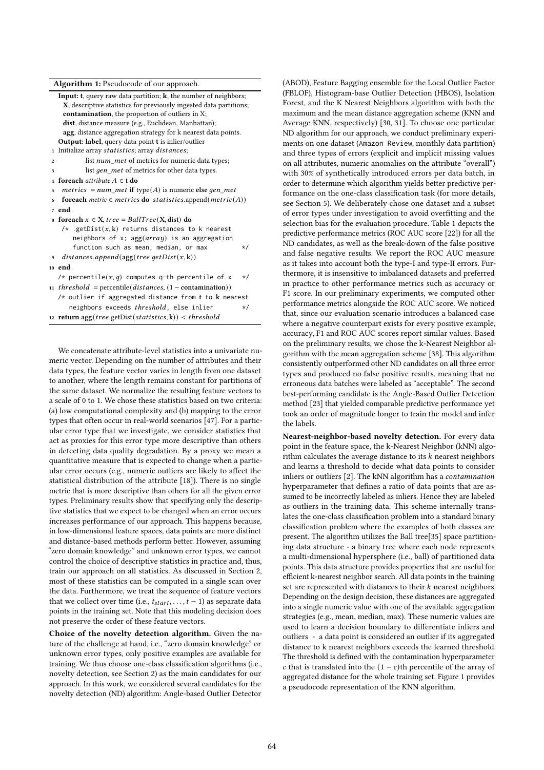**Algorithm 1:** Pseudocode of our approach.

```
Input: t, query raw data partition; k, the number of neighbors;
  X, descriptive statistics for previously ingested data partitions;
  contamination, the proportion of outliers in X;
  dist, distance measure (e.g., Euclidean, Manhattan);
  agg, distance aggregation strategy for k nearest data points.
Output: label, query data point t is inlier/outlier
1  Initialize array statistics; array distances;
2        list num_met of metrics for numeric data types;
3        list gen_met of metrics for other data types.
4  foreach attribute A ∈ t do
5    metrics = num_met if type(A) is numeric else gen_met
6    foreach metric ∈ metrics do statistics.append(metric(A))
7  end
8  foreach x ∈ X, tree = BallTree(X, dist) do
     /* .getDist(x, k) returns distances to k nearest
        neighbors of x; agg(array) is an aggregation
        function such as mean, median, or max          */
9    distances.append(agg(tree.getDist(x, k))
10 end
   /* percentile(x, q) computes q-th percentile of x   */
11 threshold = percentile(distances, (1 − contamination))
   /* outlier if aggregated distance from t to k nearest
      neighbors exceeds threshold, else inlier          */
12 return agg(tree.getDist(statistics, k)) < threshold
```

We concatenate attribute-level statistics into a univariate numeric vector. Depending on the number of attributes and their data types, the feature vector varies in length from one dataset to another, where the length remains constant for partitions of the same dataset. We normalize the resulting feature vectors to a scale of 0 to 1. We chose these statistics based on two criteria: (a) low computational complexity and (b) mapping to the error types that often occur in real-world scenarios [47]. For a particular error type that we investigate, we consider statistics that act as proxies for this error type more descriptive than others in detecting data quality degradation. By a proxy we mean a quantitative measure that is expected to change when a particular error occurs (e.g., numeric outliers are likely to affect the statistical distribution of the attribute [18]). There is no single metric that is more descriptive than others for all the given error types. Preliminary results show that specifying only the descriptive statistics that we expect to be changed when an error occurs increases performance of our approach. This happens because, in low-dimensional feature spaces, data points are more distinct and distance-based methods perform better. However, assuming "zero domain knowledge" and unknown error types, we cannot control the choice of descriptive statistics in practice and, thus, train our approach on all statistics. As discussed in Section 2, most of these statistics can be computed in a single scan over the data. Furthermore, we treat the sequence of feature vectors that we collect over time (i.e., $t_{start}, \ldots, t-1$) as separate data points in the training set. Note that this modeling decision does not preserve the order of these feature vectors.

**Choice of the novelty detection algorithm.** Given the nature of the challenge at hand, i.e., "zero domain knowledge" or unknown error types, only positive examples are available for training. We thus choose one-class classification algorithms (i.e., novelty detection, see Section 2) as the main candidates for our approach. In this work, we considered several candidates for the novelty detection (ND) algorithm: Angle-based Outlier Detector (ABOD), Feature Bagging ensemble for the Local Outlier Factor (FBLOF), Histogram-base Outlier Detection (HBOS), Isolation Forest, and the K Nearest Neighbors algorithm with both the maximum and the mean distance aggregation scheme (KNN and Average KNN, respectively) [30, 31]. To choose one particular ND algorithm for our approach, we conduct preliminary experiments on one dataset (Amazon Review, monthly data partition) and three types of errors (explicit and implicit missing values on all attributes, numeric anomalies on the attribute "overall") with 30% of synthetically introduced errors per data batch, in order to determine which algorithm yields better predictive performance on the one-class classification task (for more details, see Section 5). We deliberately chose one dataset and a subset of error types under investigation to avoid overfitting and the selection bias for the evaluation procedure. Table 1 depicts the predictive performance metrics (ROC AUC score [22]) for all the ND candidates, as well as the break-down of the false positive and false negative results. We report the ROC AUC measure as it takes into account both the type-I and type-II errors. Furthermore, it is insensitive to imbalanced datasets and preferred in practice to other performance metrics such as accuracy or F1 score. In our preliminary experiments, we computed other performance metrics alongside the ROC AUC score. We noticed that, since our evaluation scenario introduces a balanced case where a negative counterpart exists for every positive example, accuracy, F1 and ROC AUC scores report similar values. Based on the preliminary results, we chose the k-Nearest Neighbor algorithm with the mean aggregation scheme [38]. This algorithm consistently outperformed other ND candidates on all three error types and produced no false positive results, meaning that no erroneous data batches were labeled as "acceptable". The second best-performing candidate is the Angle-Based Outlier Detection method [23] that yielded comparable predictive performance yet took an order of magnitude longer to train the model and infer the labels.

**Nearest-neighbor-based novelty detection.** For every data point in the feature space, the k-Nearest Neighbor (kNN) algorithm calculates the average distance to its $k$ nearest neighbors and learns a threshold to decide what data points to consider inliers or outliers [2]. The kNN algorithm has a *contamination* hyperparameter that defines a ratio of data points that are assumed to be incorrectly labeled as inliers. Hence they are labeled as outliers in the training data. This scheme internally translates the one-class classification problem into a standard binary classification problem where the examples of both classes are present. The algorithm utilizes the Ball tree[35] space partitioning data structure - a binary tree where each node represents a multi-dimensional hypersphere (i.e., ball) of partitioned data points. This data structure provides properties that are useful for efficient k-nearest neighbor search. All data points in the training set are represented with distances to their $k$ nearest neighbors. Depending on the design decision, these distances are aggregated into a single numeric value with one of the available aggregation strategies (e.g., mean, median, max). These numeric values are used to learn a decision boundary to differentiate inliers and outliers - a data point is considered an outlier if its aggregated distance to k nearest neighbors exceeds the learned threshold. The threshold is defined with the contamination hyperparameter $c$ that is translated into the $(1-c)$th percentile of the array of aggregated distance for the whole training set. Figure 1 provides a pseudocode representation of the KNN algorithm.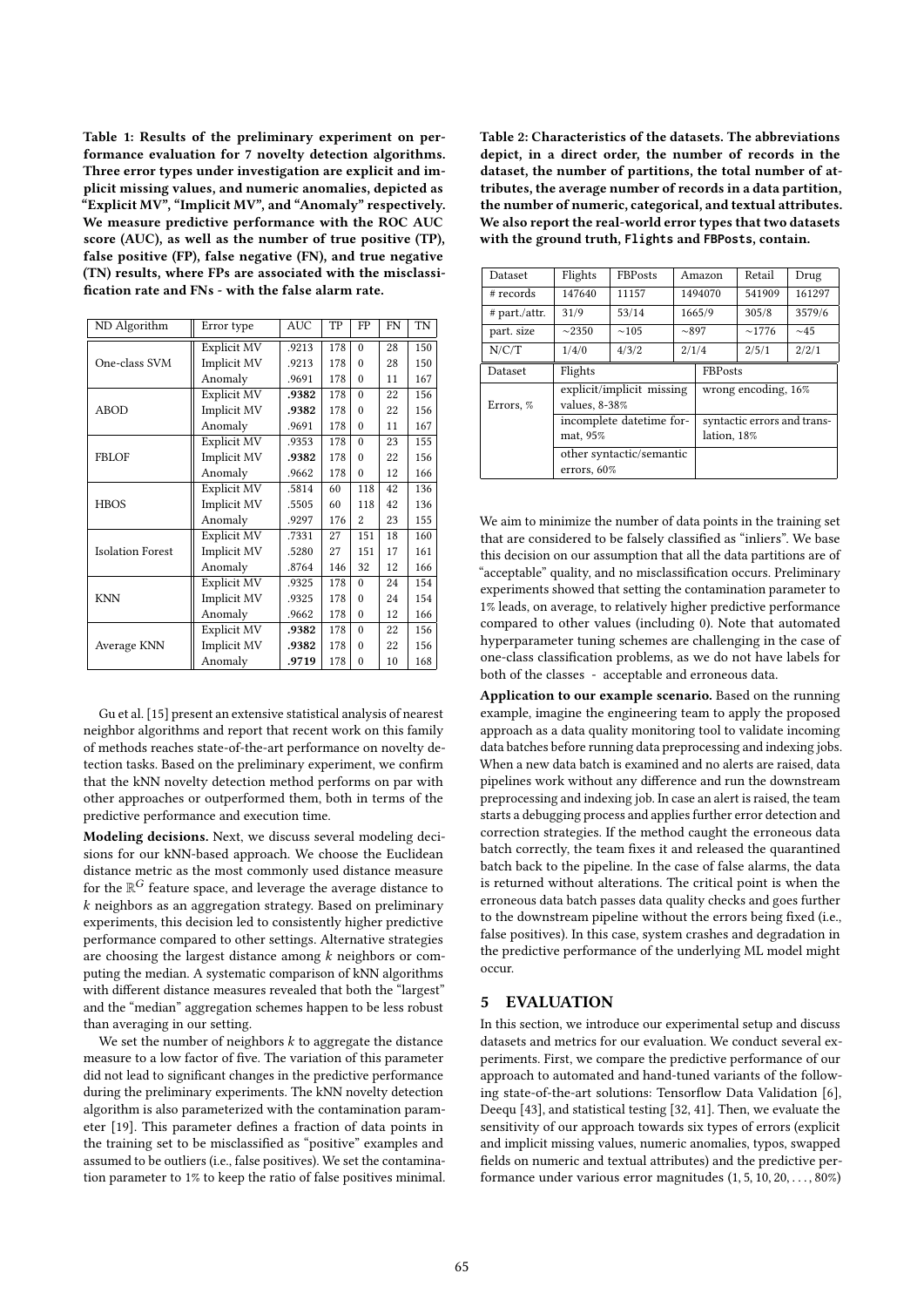**Table 1: Results of the preliminary experiment on performance evaluation for 7 novelty detection algorithms. Three error types under investigation are explicit and implicit missing values, and numeric anomalies, depicted as "Explicit MV", "Implicit MV", and "Anomaly" respectively. We measure predictive performance with the ROC AUC score (AUC), as well as the number of true positive (TP), false positive (FP), false negative (FN), and true negative (TN) results, where FPs are associated with the misclassification rate and FNs - with the false alarm rate.**

| ND Algorithm | Error type | AUC | TP | FP | FN | TN |
|---|---|---|---|---|---|---|
| One-class SVM | Explicit MV | .9213 | 178 | 0 | 28 | 150 |
| | Implicit MV | .9213 | 178 | 0 | 28 | 150 |
| | Anomaly | .9691 | 178 | 0 | 11 | 167 |
| ABOD | Explicit MV | **.9382** | 178 | 0 | 22 | 156 |
| | Implicit MV | **.9382** | 178 | 0 | 22 | 156 |
| | Anomaly | .9691 | 178 | 0 | 11 | 167 |
| FBLOF | Explicit MV | .9353 | 178 | 0 | 23 | 155 |
| | Implicit MV | **.9382** | 178 | 0 | 22 | 156 |
| | Anomaly | .9662 | 178 | 0 | 12 | 166 |
| HBOS | Explicit MV | .5814 | 60 | 118 | 42 | 136 |
| | Implicit MV | .5505 | 60 | 118 | 42 | 136 |
| | Anomaly | .9297 | 176 | 2 | 23 | 155 |
| Isolation Forest | Explicit MV | .7331 | 27 | 151 | 18 | 160 |
| | Implicit MV | .5280 | 27 | 151 | 17 | 161 |
| | Anomaly | .8764 | 146 | 32 | 12 | 166 |
| KNN | Explicit MV | .9325 | 178 | 0 | 24 | 154 |
| | Implicit MV | .9325 | 178 | 0 | 24 | 154 |
| | Anomaly | .9662 | 178 | 0 | 12 | 166 |
| Average KNN | Explicit MV | **.9382** | 178 | 0 | 22 | 156 |
| | Implicit MV | **.9382** | 178 | 0 | 22 | 156 |
| | Anomaly | **.9719** | 178 | 0 | 10 | 168 |

Gu et al. [15] present an extensive statistical analysis of nearest neighbor algorithms and report that recent work on this family of methods reaches state-of-the-art performance on novelty detection tasks. Based on the preliminary experiment, we confirm that the kNN novelty detection method performs on par with other approaches or outperformed them, both in terms of the predictive performance and execution time.

**Modeling decisions.** Next, we discuss several modeling decisions for our kNN-based approach. We choose the Euclidean distance metric as the most commonly used distance measure for the $\mathbb{R}^G$ feature space, and leverage the average distance to $k$ neighbors as an aggregation strategy. Based on preliminary experiments, this decision led to consistently higher predictive performance compared to other settings. Alternative strategies are choosing the largest distance among $k$ neighbors or computing the median. A systematic comparison of kNN algorithms with different distance measures revealed that both the "largest" and the "median" aggregation schemes happen to be less robust than averaging in our setting.

We set the number of neighbors $k$ to aggregate the distance measure to a low factor of five. The variation of this parameter did not lead to significant changes in the predictive performance during the preliminary experiments. The kNN novelty detection algorithm is also parameterized with the contamination parameter [19]. This parameter defines a fraction of data points in the training set to be misclassified as "positive" examples and assumed to be outliers (i.e., false positives). We set the contamination parameter to 1% to keep the ratio of false positives minimal.

**Table 2: Characteristics of the datasets. The abbreviations depict, in a direct order, the number of records in the dataset, the number of partitions, the total number of attributes, the average number of records in a data partition, the number of numeric, categorical, and textual attributes. We also report the real-world error types that two datasets with the ground truth, `Flights` and `FBPosts`, contain.**

| Dataset | Flights | FBPosts | Amazon | Retail | Drug |
|---|---|---|---|---|---|
| # records | 147640 | 11157 | 1494070 | 541909 | 161297 |
| # part./attr. | 31/9 | 53/14 | 1665/9 | 305/8 | 3579/6 |
| part. size | ~2350 | ~105 | ~897 | ~1776 | ~45 |
| N/C/T | 1/4/0 | 4/3/2 | 2/1/4 | 2/5/1 | 2/2/1 |

| Dataset | Flights | FBPosts |
|---|---|---|
| Errors, % | explicit/implicit missing values, 8-38% | wrong encoding, 16% |
| | incomplete datetime format, 95% | syntactic errors and translation, 18% |
| | other syntactic/semantic errors, 60% | |

We aim to minimize the number of data points in the training set that are considered to be falsely classified as "inliers". We base this decision on our assumption that all the data partitions are of "acceptable" quality, and no misclassification occurs. Preliminary experiments showed that setting the contamination parameter to 1% leads, on average, to relatively higher predictive performance compared to other values (including 0). Note that automated hyperparameter tuning schemes are challenging in the case of one-class classification problems, as we do not have labels for both of the classes - acceptable and erroneous data.

**Application to our example scenario.** Based on the running example, imagine the engineering team to apply the proposed approach as a data quality monitoring tool to validate incoming data batches before running data preprocessing and indexing jobs. When a new data batch is examined and no alerts are raised, data pipelines work without any difference and run the downstream preprocessing and indexing job. In case an alert is raised, the team starts a debugging process and applies further error detection and correction strategies. If the method caught the erroneous data batch correctly, the team fixes it and released the quarantined batch back to the pipeline. In the case of false alarms, the data is returned without alterations. The critical point is when the erroneous data batch passes data quality checks and goes further to the downstream pipeline without the errors being fixed (i.e., false positives). In this case, system crashes and degradation in the predictive performance of the underlying ML model might occur.

## 5 EVALUATION

In this section, we introduce our experimental setup and discuss datasets and metrics for our evaluation. We conduct several experiments. First, we compare the predictive performance of our approach to automated and hand-tuned variants of the following state-of-the-art solutions: Tensorflow Data Validation [6], Deequ [43], and statistical testing [32, 41]. Then, we evaluate the sensitivity of our approach towards six types of errors (explicit and implicit missing values, numeric anomalies, typos, swapped fields on numeric and textual attributes) and the predictive performance under various error magnitudes $(1, 5, 10, 20, \ldots, 80\%)$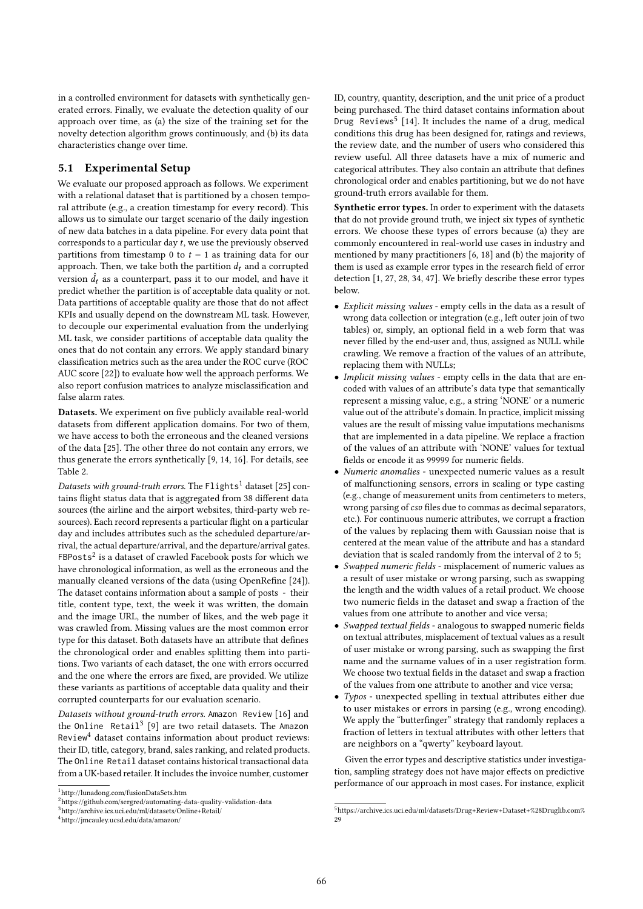in a controlled environment for datasets with synthetically generated errors. Finally, we evaluate the detection quality of our approach over time, as (a) the size of the training set for the novelty detection algorithm grows continuously, and (b) its data characteristics change over time.

## 5.1 Experimental Setup

We evaluate our proposed approach as follows. We experiment with a relational dataset that is partitioned by a chosen temporal attribute (e.g., a creation timestamp for every record). This allows us to simulate our target scenario of the daily ingestion of new data batches in a data pipeline. For every data point that corresponds to a particular day $t$, we use the previously observed partitions from timestamp 0 to $t-1$ as training data for our approach. Then, we take both the partition $d_t$ and a corrupted version $\hat{d_t}$ as a counterpart, pass it to our model, and have it predict whether the partition is of acceptable data quality or not. Data partitions of acceptable quality are those that do not affect KPIs and usually depend on the downstream ML task. However, to decouple our experimental evaluation from the underlying ML task, we consider partitions of acceptable data quality the ones that do not contain any errors. We apply standard binary classification metrics such as the area under the ROC curve (ROC AUC score [22]) to evaluate how well the approach performs. We also report confusion matrices to analyze misclassification and false alarm rates.

**Datasets.** We experiment on five publicly available real-world datasets from different application domains. For two of them, we have access to both the erroneous and the cleaned versions of the data [25]. The other three do not contain any errors, we thus generate the errors synthetically [9, 14, 16]. For details, see Table 2.

*Datasets with ground-truth errors.* The `Flights`[1] dataset [25] contains flight status data that is aggregated from 38 different data sources (the airline and the airport websites, third-party web resources). Each record represents a particular flight on a particular day and includes attributes such as the scheduled departure/arrival, the actual departure/arrival, and the departure/arrival gates. `FBPosts`[2] is a dataset of crawled Facebook posts for which we have chronological information, as well as the erroneous and the manually cleaned versions of the data (using OpenRefine [24]). The dataset contains information about a sample of posts - their title, content type, text, the week it was written, the domain and the image URL, the number of likes, and the web page it was crawled from. Missing values are the most common error type for this dataset. Both datasets have an attribute that defines the chronological order and enables splitting them into partitions. Two variants of each dataset, the one with errors occurred and the one where the errors are fixed, are provided. We utilize these variants as partitions of acceptable data quality and their corrupted counterparts for our evaluation scenario.

*Datasets without ground-truth errors.* `Amazon Review` [16] and the `Online Retail`[3] [9] are two retail datasets. The `Amazon Review`[4] dataset contains information about product reviews: their ID, title, category, brand, sales ranking, and related products. The `Online Retail` dataset contains historical transactional data from a UK-based retailer. It includes the invoice number, customer ID, country, quantity, description, and the unit price of a product being purchased. The third dataset contains information about `Drug Reviews`[5] [14]. It includes the name of a drug, medical conditions this drug has been designed for, ratings and reviews, the review date, and the number of users who considered this review useful. All three datasets have a mix of numeric and categorical attributes. They also contain an attribute that defines chronological order and enables partitioning, but we do not have ground-truth errors available for them.

**Synthetic error types.** In order to experiment with the datasets that do not provide ground truth, we inject six types of synthetic errors. We choose these types of errors because (a) they are commonly encountered in real-world use cases in industry and mentioned by many practitioners [6, 18] and (b) the majority of them is used as example error types in the research field of error detection [1, 27, 28, 34, 47]. We briefly describe these error types below.

- *Explicit missing values* - empty cells in the data as a result of wrong data collection or integration (e.g., left outer join of two tables) or, simply, an optional field in a web form that was never filled by the end-user and, thus, assigned as NULL while crawling. We remove a fraction of the values of an attribute, replacing them with NULLs;
- *Implicit missing values* - empty cells in the data that are encoded with values of an attribute's data type that semantically represent a missing value, e.g., a string 'NONE' or a numeric value out of the attribute's domain. In practice, implicit missing values are the result of missing value imputations mechanisms that are implemented in a data pipeline. We replace a fraction of the values of an attribute with 'NONE' values for textual fields or encode it as 99999 for numeric fields.
- *Numeric anomalies* - unexpected numeric values as a result of malfunctioning sensors, errors in scaling or type casting (e.g., change of measurement units from centimeters to meters, wrong parsing of *csv* files due to commas as decimal separators, etc.). For continuous numeric attributes, we corrupt a fraction of the values by replacing them with Gaussian noise that is centered at the mean value of the attribute and has a standard deviation that is scaled randomly from the interval of 2 to 5;
- *Swapped numeric fields* - misplacement of numeric values as a result of user mistake or wrong parsing, such as swapping the length and the width values of a retail product. We choose two numeric fields in the dataset and swap a fraction of the values from one attribute to another and vice versa;
- *Swapped textual fields* - analogous to swapped numeric fields on textual attributes, misplacement of textual values as a result of user mistake or wrong parsing, such as swapping the first name and the surname values of in a user registration form. We choose two textual fields in the dataset and swap a fraction of the values from one attribute to another and vice versa;
- *Typos* - unexpected spelling in textual attributes either due to user mistakes or errors in parsing (e.g., wrong encoding). We apply the "butterfinger" strategy that randomly replaces a fraction of letters in textual attributes with other letters that are neighbors on a "qwerty" keyboard layout.

Given the error types and descriptive statistics under investigation, sampling strategy does not have major effects on predictive performance of our approach in most cases. For instance, explicit

[1] http://lunadong.com/fusionDataSets.htm
[2] https://github.com/sergred/automating-data-quality-validation-data
[3] http://archive.ics.uci.edu/ml/datasets/Online+Retail/
[4] http://jmcauley.ucsd.edu/data/amazon/
[5] https://archive.ics.uci.edu/ml/datasets/Drug+Review+Dataset+%28Druglib.com%29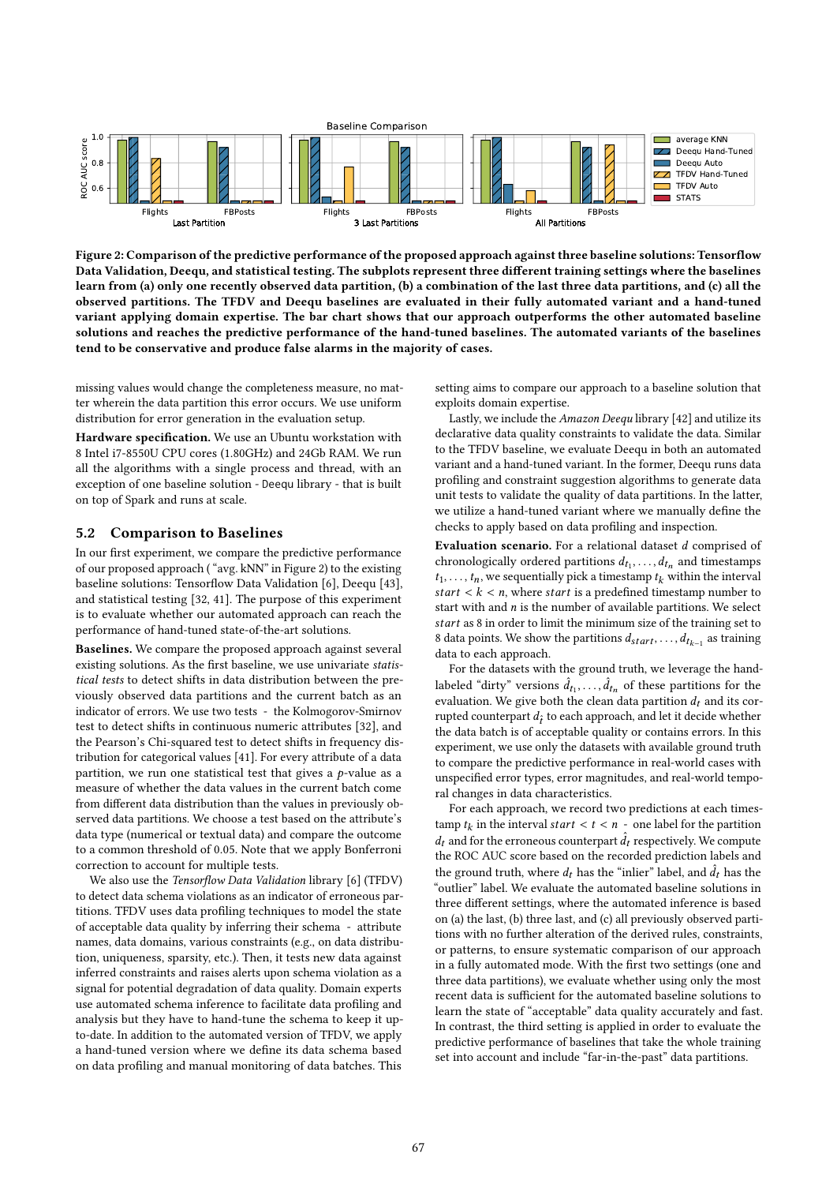Figure 2: Comparison of the predictive performance of the proposed approach against three baseline solutions: Tensorflow Data Validation, Deequ, and statistical testing. The subplots represent three different training settings where the baselines learn from (a) only one recently observed data partition, (b) a combination of the last three data partitions, and (c) all the observed partitions. The TFDV and Deequ baselines are evaluated in their fully automated variant and a hand-tuned variant applying domain expertise. The bar chart shows that our approach outperforms the other automated baseline solutions and reaches the predictive performance of the hand-tuned baselines. The automated variants of the baselines tend to be conservative and produce false alarms in the majority of cases.

missing values would change the completeness measure, no matter wherein the data partition this error occurs. We use uniform distribution for error generation in the evaluation setup.

**Hardware specification.** We use an Ubuntu workstation with 8 Intel i7-8550U CPU cores (1.80GHz) and 24Gb RAM. We run all the algorithms with a single process and thread, with an exception of one baseline solution - Deequ library - that is built on top of Spark and runs at scale.

## 5.2 Comparison to Baselines

In our first experiment, we compare the predictive performance of our proposed approach ("avg. kNN" in Figure 2) to the existing baseline solutions: Tensorflow Data Validation [6], Deequ [43], and statistical testing [32, 41]. The purpose of this experiment is to evaluate whether our automated approach can reach the performance of hand-tuned state-of-the-art solutions.

**Baselines.** We compare the proposed approach against several existing solutions. As the first baseline, we use univariate *statistical tests* to detect shifts in data distribution between the previously observed data partitions and the current batch as an indicator of errors. We use two tests - the Kolmogorov-Smirnov test to detect shifts in continuous numeric attributes [32], and the Pearson's Chi-squared test to detect shifts in frequency distribution for categorical values [41]. For every attribute of a data partition, we run one statistical test that gives a $p$-value as a measure of whether the data values in the current batch come from different data distribution than the values in previously observed data partitions. We choose a test based on the attribute's data type (numerical or textual data) and compare the outcome to a common threshold of 0.05. Note that we apply Bonferroni correction to account for multiple tests.

We also use the *Tensorflow Data Validation* library [6] (TFDV) to detect data schema violations as an indicator of erroneous partitions. TFDV uses data profiling techniques to model the state of acceptable data quality by inferring their schema - attribute names, data domains, various constraints (e.g., on data distribution, uniqueness, sparsity, etc.). Then, it tests new data against inferred constraints and raises alerts upon schema violation as a signal for potential degradation of data quality. Domain experts use automated schema inference to facilitate data profiling and analysis but they have to hand-tune the schema to keep it up-to-date. In addition to the automated version of TFDV, we apply a hand-tuned version where we define its data schema based on data profiling and manual monitoring of data batches. This setting aims to compare our approach to a baseline solution that exploits domain expertise.

Lastly, we include the *Amazon Deequ* library [42] and utilize its declarative data quality constraints to validate the data. Similar to the TFDV baseline, we evaluate Deequ in both an automated variant and a hand-tuned variant. In the former, Deequ runs data profiling and constraint suggestion algorithms to generate data unit tests to validate the quality of data partitions. In the latter, we utilize a hand-tuned variant where we manually define the checks to apply based on data profiling and inspection.

**Evaluation scenario.** For a relational dataset $d$ comprised of chronologically ordered partitions $d_{t_1}, \ldots, d_{t_n}$ and timestamps $t_1, \ldots, t_n$, we sequentially pick a timestamp $t_k$ within the interval $start < k < n$, where $start$ is a predefined timestamp number to start with and $n$ is the number of available partitions. We select $start$ as 8 in order to limit the minimum size of the training set to 8 data points. We show the partitions $d_{start}, \ldots, d_{t_{k-1}}$ as training data to each approach.

For the datasets with the ground truth, we leverage the hand-labeled "dirty" versions $\hat{d}_{t_1}, \ldots, \hat{d}_{t_n}$ of these partitions for the evaluation. We give both the clean data partition $d_t$ and its corrupted counterpart $\hat{d}_t$ to each approach, and let it decide whether the data batch is of acceptable quality or contains errors. In this experiment, we use only the datasets with available ground truth to compare the predictive performance in real-world cases with unspecified error types, error magnitudes, and real-world temporal changes in data characteristics.

For each approach, we record two predictions at each timestamp $t_k$ in the interval $start < t < n$ - one label for the partition $d_t$ and for the erroneous counterpart $\hat{d}_t$ respectively. We compute the ROC AUC score based on the recorded prediction labels and the ground truth, where $d_t$ has the "inlier" label, and $\hat{d}_t$ has the "outlier" label. We evaluate the automated baseline solutions in three different settings, where the automated inference is based on (a) the last, (b) three last, and (c) all previously observed partitions with no further alteration of the derived rules, constraints, or patterns, to ensure systematic comparison of our approach in a fully automated mode. With the first two settings (one and three data partitions), we evaluate whether using only the most recent data is sufficient for the automated baseline solutions to learn the state of "acceptable" data quality accurately and fast. In contrast, the third setting is applied in order to evaluate the predictive performance of baselines that take the whole training set into account and include "far-in-the-past" data partitions.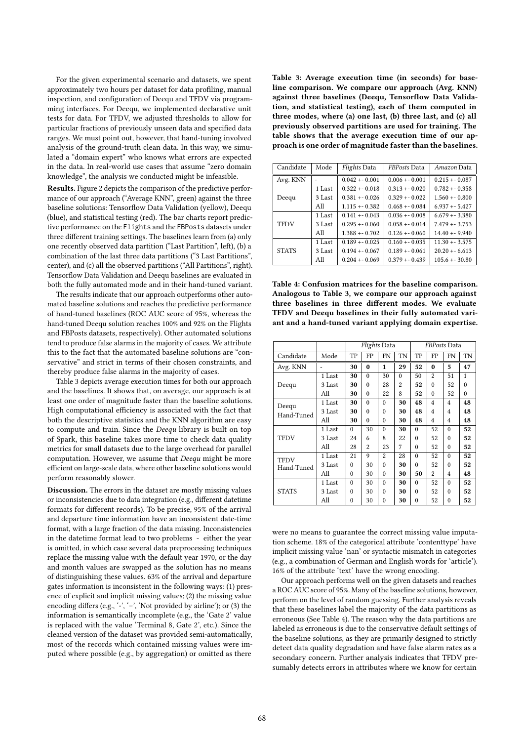For the given experimental scenario and datasets, we spent approximately two hours per dataset for data profiling, manual inspection, and configuration of Deequ and TFDV via programming interfaces. For Deequ, we implemented declarative unit tests for data. For TFDV, we adjusted thresholds to allow for particular fractions of previously unseen data and specified data ranges. We must point out, however, that hand-tuning involved analysis of the ground-truth clean data. In this way, we simulated a "domain expert" who knows what errors are expected in the data. In real-world use cases that assume "zero domain knowledge", the analysis we conducted might be infeasible.

**Results.** Figure 2 depicts the comparison of the predictive performance of our approach ("Average KNN", green) against the three baseline solutions: Tensorflow Data Validation (yellow), Deequ (blue), and statistical testing (red). The bar charts report predictive performance on the Flights and the FBPosts datasets under three different training settings. The baselines learn from (a) only one recently observed data partition ("Last Partition", left), (b) a combination of the last three data partitions ("3 Last Partitions", center), and (c) all the observed partitions ("All Partitions", right). Tensorflow Data Validation and Deequ baselines are evaluated in both the fully automated mode and in their hand-tuned variant.

The results indicate that our approach outperforms other automated baseline solutions and reaches the predictive performance of hand-tuned baselines (ROC AUC score of 95%, whereas the hand-tuned Deequ solution reaches 100% and 92% on the Flights and FBPosts datasets, respectively). Other automated solutions tend to produce false alarms in the majority of cases. We attribute this to the fact that the automated baseline solutions are "conservative" and strict in terms of their chosen constraints, and thereby produce false alarms in the majority of cases.

Table 3 depicts average execution times for both our approach and the baselines. It shows that, on average, our approach is at least one order of magnitude faster than the baseline solutions. High computational efficiency is associated with the fact that both the descriptive statistics and the KNN algorithm are easy to compute and train. Since the *Deequ* library is built on top of Spark, this baseline takes more time to check data quality metrics for small datasets due to the large overhead for parallel computation. However, we assume that *Deequ* might be more efficient on large-scale data, where other baseline solutions would perform reasonably slower.

**Discussion.** The errors in the dataset are mostly missing values or inconsistencies due to data integration (e.g., different datetime formats for different records). To be precise, 95% of the arrival and departure time information have an inconsistent date-time format, with a large fraction of the data missing. Inconsistencies in the datetime format lead to two problems - either the year is omitted, in which case several data preprocessing techniques replace the missing value with the default year 1970, or the day and month values are swapped as the solution has no means of distinguishing these values. 63% of the arrival and departure gates information is inconsistent in the following ways: (1) presence of explicit and implicit missing values; (2) the missing value encoding differs (e.g., '-', '–', 'Not provided by airline'); or (3) the information is semantically incomplete (e.g., the 'Gate 2' value is replaced with the value 'Terminal 8, Gate 2', etc.). Since the cleaned version of the dataset was provided semi-automatically, most of the records which contained missing values were imputed where possible (e.g., by aggregation) or omitted as there were no means to guarantee the correct missing value imputation scheme. 18% of the categorical attribute 'contenttype' have implicit missing value 'nan' or syntactic mismatch in categories (e.g., a combination of German and English words for 'article'). 16% of the attribute 'text' have the wrong encoding.

Our approach performs well on the given datasets and reaches a ROC AUC score of 95%. Many of the baseline solutions, however, perform on the level of random guessing. Further analysis reveals that these baselines label the majority of the data partitions as erroneous (See Table 4). The reason why the data partitions are labeled as erroneous is due to the conservative default settings of the baseline solutions, as they are primarily designed to strictly detect data quality degradation and have false alarm rates as a secondary concern. Further analysis indicates that TFDV presumably detects errors in attributes where we know for certain

**Table 3: Average execution time (in seconds) for baseline comparison. We compare our approach (Avg. KNN) against three baselines (Deequ, Tensorflow Data Validation, and statistical testing), each of them computed in three modes, where (a) one last, (b) three last, and (c) all previously observed partitions are used for training. The table shows that the average execution time of our approach is one order of magnitude faster than the baselines.**

| Candidate | Mode | *Flights* Data | *FBPosts* Data | *Amazon* Data |
|---|---|---|---|---|
| Avg. KNN | - | 0.042 +- 0.001 | 0.006 +- 0.001 | 0.215 +- 0.087 |
| Deequ | 1 Last | 0.322 +- 0.018 | 0.313 +- 0.020 | 0.782 +- 0.358 |
| | 3 Last | 0.381 +- 0.026 | 0.329 +- 0.022 | 1.560 +- 0.800 |
| | All | 1.115 +- 0.382 | 0.468 +- 0.084 | 6.937 +- 5.427 |
| TFDV | 1 Last | 0.141 +- 0.043 | 0.036 +- 0.008 | 6.679 +- 3.380 |
| | 3 Last | 0.295 +- 0.060 | 0.058 +- 0.014 | 7.479 +- 3.753 |
| | All | 1.388 +- 0.702 | 0.126 +- 0.060 | 14.40 +- 9.940 |
| STATS | 1 Last | 0.189 +- 0.025 | 0.160 +- 0.035 | 11.30 +- 3.575 |
| | 3 Last | 0.194 +- 0.067 | 0.189 +- 0.061 | 20.20 +- 6.613 |
| | All | 0.204 +- 0.069 | 0.379 +- 0.439 | 105.6 +- 30.80 |

**Table 4: Confusion matrices for the baseline comparison. Analogous to Table 3, we compare our approach against three baselines in three different modes. We evaluate TFDV and Deequ baselines in their fully automated variant and a hand-tuned variant applying domain expertise.**

| | | *Flights* Data | | | | *FBPosts* Data | | | |
|---|---|---|---|---|---|---|---|---|---|
| Candidate | Mode | TP | FP | FN | TN | TP | FP | FN | TN |
| Avg. KNN | - | **30** | **0** | **1** | **29** | **52** | **0** | **5** | **47** |
| Deequ | 1 Last | **30** | 0 | 30 | 0 | 50 | 2 | 51 | 1 |
| | 3 Last | **30** | 0 | 28 | 2 | **52** | 0 | 52 | 0 |
| | All | **30** | 0 | 22 | 8 | **52** | 0 | 52 | 0 |
| Deequ Hand-Tuned | 1 Last | **30** | 0 | 0 | **30** | **48** | 4 | 4 | **48** |
| | 3 Last | **30** | 0 | 0 | **30** | **48** | 4 | 4 | **48** |
| | All | **30** | 0 | 0 | **30** | **48** | 4 | 4 | **48** |
| TFDV | 1 Last | 0 | 30 | 0 | **30** | 0 | 52 | 0 | **52** |
| | 3 Last | 24 | 6 | 8 | 22 | 0 | 52 | 0 | **52** |
| | All | 28 | 2 | 23 | 7 | 0 | 52 | 0 | **52** |
| TFDV Hand-Tuned | 1 Last | 21 | 9 | 2 | 28 | 0 | 52 | 0 | **52** |
| | 3 Last | 0 | 30 | 0 | **30** | 0 | 52 | 0 | **52** |
| | All | 0 | 30 | 0 | **30** | **50** | 2 | 4 | **48** |
| STATS | 1 Last | 0 | 30 | 0 | **30** | 0 | 52 | 0 | **52** |
| | 3 Last | 0 | 30 | 0 | **30** | 0 | 52 | 0 | **52** |
| | All | 0 | 30 | 0 | **30** | 0 | 52 | 0 | **52** |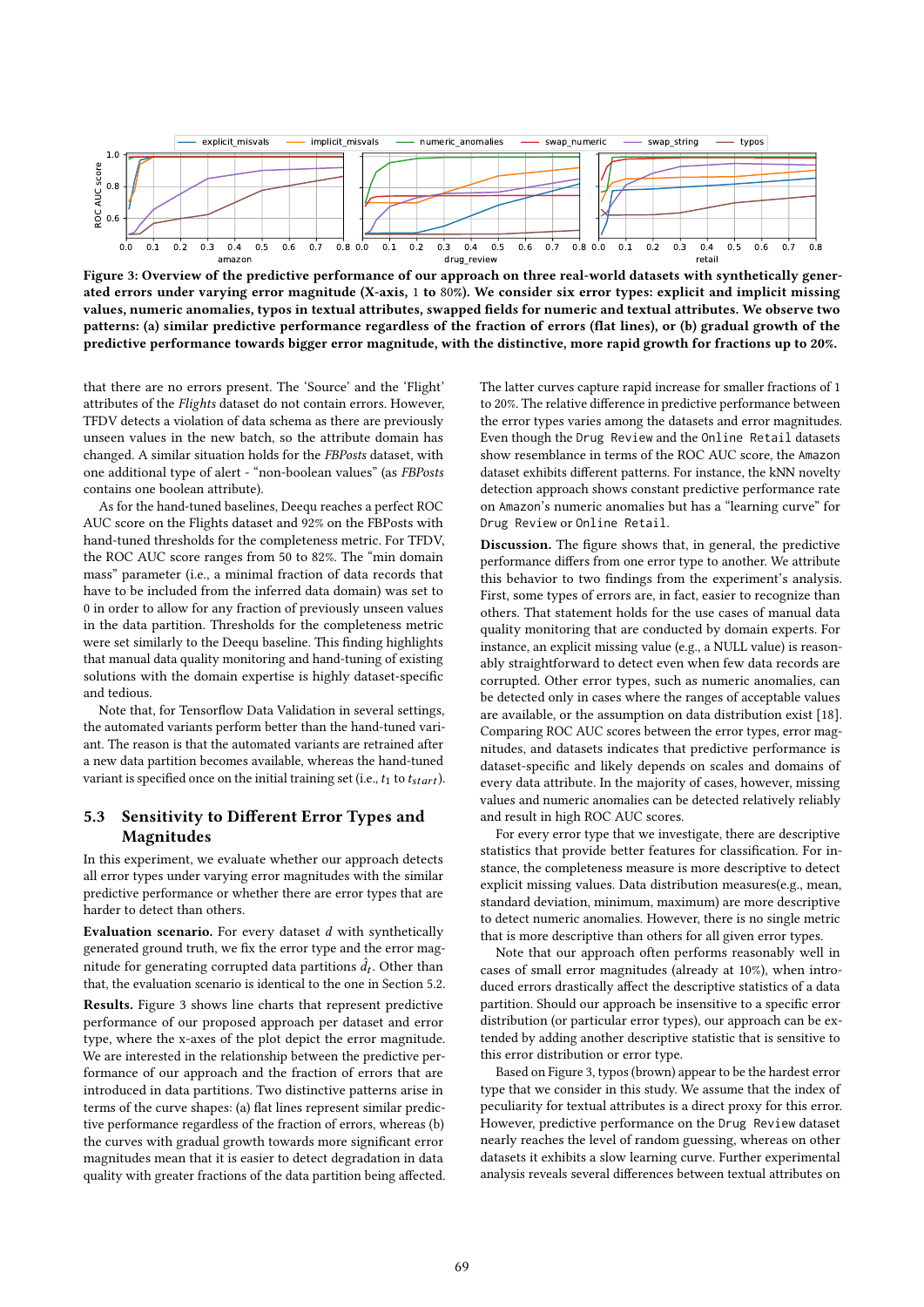**Figure 3: Overview of the predictive performance of our approach on three real-world datasets with synthetically generated errors under varying error magnitude (X-axis, 1 to 80%). We consider six error types: explicit and implicit missing values, numeric anomalies, typos in textual attributes, swapped fields for numeric and textual attributes. We observe two patterns: (a) similar predictive performance regardless of the fraction of errors (flat lines), or (b) gradual growth of the predictive performance towards bigger error magnitude, with the distinctive, more rapid growth for fractions up to 20%.**

that there are no errors present. The 'Source' and the 'Flight' attributes of the *Flights* dataset do not contain errors. However, TFDV detects a violation of data schema as there are previously unseen values in the new batch, so the attribute domain has changed. A similar situation holds for the *FBPosts* dataset, with one additional type of alert - "non-boolean values" (as *FBPosts* contains one boolean attribute).

As for the hand-tuned baselines, Deequ reaches a perfect ROC AUC score on the Flights dataset and 92% on the FBPosts with hand-tuned thresholds for the completeness metric. For TFDV, the ROC AUC score ranges from 50 to 82%. The "min domain mass" parameter (i.e., a minimal fraction of data records that have to be included from the inferred data domain) was set to 0 in order to allow for any fraction of previously unseen values in the data partition. Thresholds for the completeness metric were set similarly to the Deequ baseline. This finding highlights that manual data quality monitoring and hand-tuning of existing solutions with the domain expertise is highly dataset-specific and tedious.

Note that, for Tensorflow Data Validation in several settings, the automated variants perform better than the hand-tuned variant. The reason is that the automated variants are retrained after a new data partition becomes available, whereas the hand-tuned variant is specified once on the initial training set (i.e., $t_1$ to $t_{start}$).

## 5.3 Sensitivity to Different Error Types and Magnitudes

In this experiment, we evaluate whether our approach detects all error types under varying error magnitudes with the similar predictive performance or whether there are error types that are harder to detect than others.

**Evaluation scenario.** For every dataset $d$ with synthetically generated ground truth, we fix the error type and the error magnitude for generating corrupted data partitions $\hat{d}_t$. Other than that, the evaluation scenario is identical to the one in Section 5.2.

**Results.** Figure 3 shows line charts that represent predictive performance of our proposed approach per dataset and error type, where the x-axes of the plot depict the error magnitude. We are interested in the relationship between the predictive performance of our approach and the fraction of errors that are introduced in data partitions. Two distinctive patterns arise in terms of the curve shapes: (a) flat lines represent similar predictive performance regardless of the fraction of errors, whereas (b) the curves with gradual growth towards more significant error magnitudes mean that it is easier to detect degradation in data quality with greater fractions of the data partition being affected. The latter curves capture rapid increase for smaller fractions of 1 to 20%. The relative difference in predictive performance between the error types varies among the datasets and error magnitudes. Even though the `Drug Review` and the `Online Retail` datasets show resemblance in terms of the ROC AUC score, the `Amazon` dataset exhibits different patterns. For instance, the kNN novelty detection approach shows constant predictive performance rate on `Amazon`'s numeric anomalies but has a "learning curve" for `Drug Review` or `Online Retail`.

**Discussion.** The figure shows that, in general, the predictive performance differs from one error type to another. We attribute this behavior to two findings from the experiment's analysis. First, some types of errors are, in fact, easier to recognize than others. That statement holds for the use cases of manual data quality monitoring that are conducted by domain experts. For instance, an explicit missing value (e.g., a NULL value) is reasonably straightforward to detect even when few data records are corrupted. Other error types, such as numeric anomalies, can be detected only in cases where the ranges of acceptable values are available, or the assumption on data distribution exist [18]. Comparing ROC AUC scores between the error types, error magnitudes, and datasets indicates that predictive performance is dataset-specific and likely depends on scales and domains of every data attribute. In the majority of cases, however, missing values and numeric anomalies can be detected relatively reliably and result in high ROC AUC scores.

For every error type that we investigate, there are descriptive statistics that provide better features for classification. For instance, the completeness measure is more descriptive to detect explicit missing values. Data distribution measures(e.g., mean, standard deviation, minimum, maximum) are more descriptive to detect numeric anomalies. However, there is no single metric that is more descriptive than others for all given error types.

Note that our approach often performs reasonably well in cases of small error magnitudes (already at 10%), when introduced errors drastically affect the descriptive statistics of a data partition. Should our approach be insensitive to a specific error distribution (or particular error types), our approach can be extended by adding another descriptive statistic that is sensitive to this error distribution or error type.

Based on Figure 3, typos (brown) appear to be the hardest error type that we consider in this study. We assume that the index of peculiarity for textual attributes is a direct proxy for this error. However, predictive performance on the `Drug Review` dataset nearly reaches the level of random guessing, whereas on other datasets it exhibits a slow learning curve. Further experimental analysis reveals several differences between textual attributes on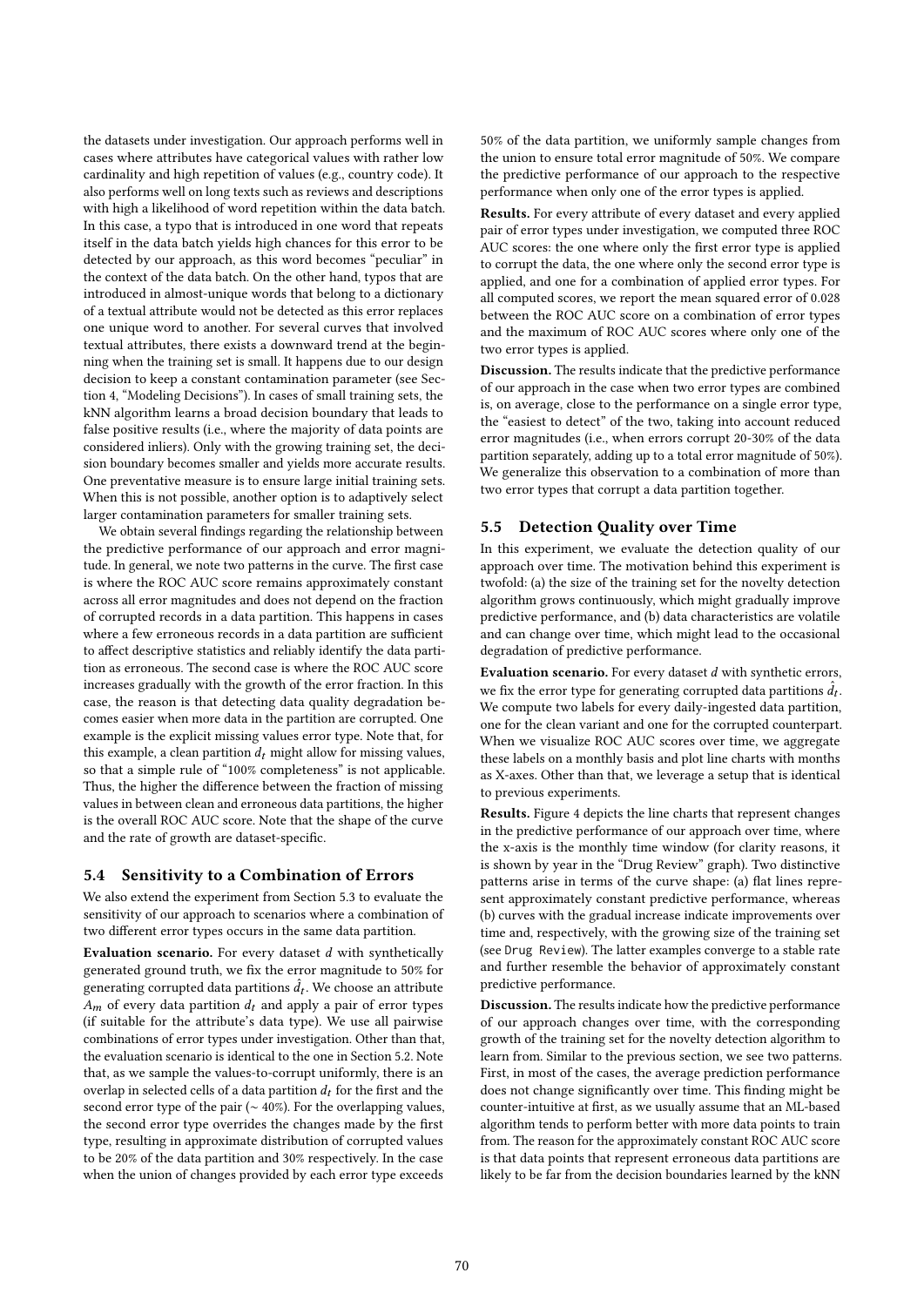the datasets under investigation. Our approach performs well in cases where attributes have categorical values with rather low cardinality and high repetition of values (e.g., country code). It also performs well on long texts such as reviews and descriptions with high a likelihood of word repetition within the data batch. In this case, a typo that is introduced in one word that repeats itself in the data batch yields high chances for this error to be detected by our approach, as this word becomes "peculiar" in the context of the data batch. On the other hand, typos that are introduced in almost-unique words that belong to a dictionary of a textual attribute would not be detected as this error replaces one unique word to another. For several curves that involved textual attributes, there exists a downward trend at the beginning when the training set is small. It happens due to our design decision to keep a constant contamination parameter (see Section 4, "Modeling Decisions"). In cases of small training sets, the kNN algorithm learns a broad decision boundary that leads to false positive results (i.e., where the majority of data points are considered inliers). Only with the growing training set, the decision boundary becomes smaller and yields more accurate results. One preventative measure is to ensure large initial training sets. When this is not possible, another option is to adaptively select larger contamination parameters for smaller training sets.

We obtain several findings regarding the relationship between the predictive performance of our approach and error magnitude. In general, we note two patterns in the curve. The first case is where the ROC AUC score remains approximately constant across all error magnitudes and does not depend on the fraction of corrupted records in a data partition. This happens in cases where a few erroneous records in a data partition are sufficient to affect descriptive statistics and reliably identify the data partition as erroneous. The second case is where the ROC AUC score increases gradually with the growth of the error fraction. In this case, the reason is that detecting data quality degradation becomes easier when more data in the partition are corrupted. One example is the explicit missing values error type. Note that, for this example, a clean partition $d_t$ might allow for missing values, so that a simple rule of "100% completeness" is not applicable. Thus, the higher the difference between the fraction of missing values in between clean and erroneous data partitions, the higher is the overall ROC AUC score. Note that the shape of the curve and the rate of growth are dataset-specific.

## 5.4 Sensitivity to a Combination of Errors

We also extend the experiment from Section 5.3 to evaluate the sensitivity of our approach to scenarios where a combination of two different error types occurs in the same data partition.

**Evaluation scenario.** For every dataset $d$ with synthetically generated ground truth, we fix the error magnitude to 50% for generating corrupted data partitions $\hat{d}_t$. We choose an attribute $A_m$ of every data partition $d_t$ and apply a pair of error types (if suitable for the attribute's data type). We use all pairwise combinations of error types under investigation. Other than that, the evaluation scenario is identical to the one in Section 5.2. Note that, as we sample the values-to-corrupt uniformly, there is an overlap in selected cells of a data partition $d_t$ for the first and the second error type of the pair (~ 40%). For the overlapping values, the second error type overrides the changes made by the first type, resulting in approximate distribution of corrupted values to be 20% of the data partition and 30% respectively. In the case when the union of changes provided by each error type exceeds 50% of the data partition, we uniformly sample changes from the union to ensure total error magnitude of 50%. We compare the predictive performance of our approach to the respective performance when only one of the error types is applied.

**Results.** For every attribute of every dataset and every applied pair of error types under investigation, we computed three ROC AUC scores: the one where only the first error type is applied to corrupt the data, the one where only the second error type is applied, and one for a combination of applied error types. For all computed scores, we report the mean squared error of 0.028 between the ROC AUC score on a combination of error types and the maximum of ROC AUC scores where only one of the two error types is applied.

**Discussion.** The results indicate that the predictive performance of our approach in the case when two error types are combined is, on average, close to the performance on a single error type, the "easiest to detect" of the two, taking into account reduced error magnitudes (i.e., when errors corrupt 20-30% of the data partition separately, adding up to a total error magnitude of 50%). We generalize this observation to a combination of more than two error types that corrupt a data partition together.

## 5.5 Detection Quality over Time

In this experiment, we evaluate the detection quality of our approach over time. The motivation behind this experiment is twofold: (a) the size of the training set for the novelty detection algorithm grows continuously, which might gradually improve predictive performance, and (b) data characteristics are volatile and can change over time, which might lead to the occasional degradation of predictive performance.

**Evaluation scenario.** For every dataset $d$ with synthetic errors, we fix the error type for generating corrupted data partitions $\hat{d}_t$. We compute two labels for every daily-ingested data partition, one for the clean variant and one for the corrupted counterpart. When we visualize ROC AUC scores over time, we aggregate these labels on a monthly basis and plot line charts with months as X-axes. Other than that, we leverage a setup that is identical to previous experiments.

**Results.** Figure 4 depicts the line charts that represent changes in the predictive performance of our approach over time, where the x-axis is the monthly time window (for clarity reasons, it is shown by year in the "Drug Review" graph). Two distinctive patterns arise in terms of the curve shape: (a) flat lines represent approximately constant predictive performance, whereas (b) curves with the gradual increase indicate improvements over time and, respectively, with the growing size of the training set (see `Drug Review`). The latter examples converge to a stable rate and further resemble the behavior of approximately constant predictive performance.

**Discussion.** The results indicate how the predictive performance of our approach changes over time, with the corresponding growth of the training set for the novelty detection algorithm to learn from. Similar to the previous section, we see two patterns. First, in most of the cases, the average prediction performance does not change significantly over time. This finding might be counter-intuitive at first, as we usually assume that an ML-based algorithm tends to perform better with more data points to train from. The reason for the approximately constant ROC AUC score is that data points that represent erroneous data partitions are likely to be far from the decision boundaries learned by the kNN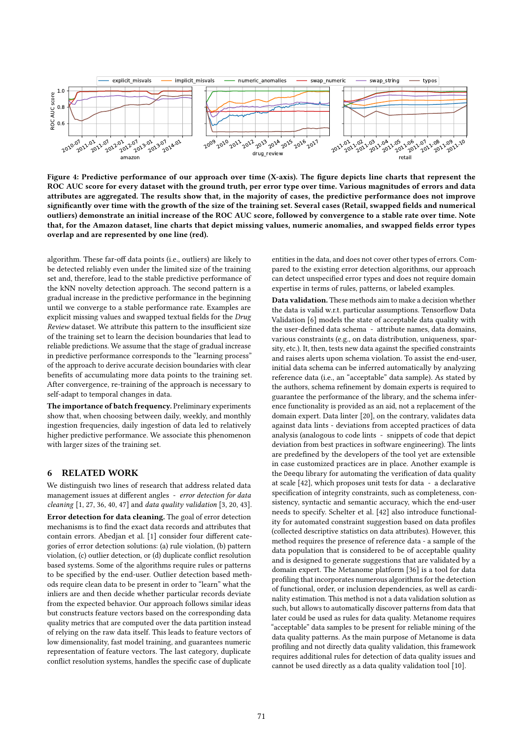**Figure 4: Predictive performance of our approach over time (X-axis). The figure depicts line charts that represent the ROC AUC score for every dataset with the ground truth, per error type over time. Various magnitudes of errors and data attributes are aggregated. The results show that, in the majority of cases, the predictive performance does not improve significantly over time with the growth of the size of the training set. Several cases (Retail, swapped fields and numerical outliers) demonstrate an initial increase of the ROC AUC score, followed by convergence to a stable rate over time. Note that, for the Amazon dataset, line charts that depict missing values, numeric anomalies, and swapped fields error types overlap and are represented by one line (red).**

algorithm. These far-off data points (i.e., outliers) are likely to be detected reliably even under the limited size of the training set and, therefore, lead to the stable predictive performance of the kNN novelty detection approach. The second pattern is a gradual increase in the predictive performance in the beginning until we converge to a stable performance rate. Examples are explicit missing values and swapped textual fields for the *Drug Review* dataset. We attribute this pattern to the insufficient size of the training set to learn the decision boundaries that lead to reliable predictions. We assume that the stage of gradual increase in predictive performance corresponds to the "learning process" of the approach to derive accurate decision boundaries with clear benefits of accumulating more data points to the training set. After convergence, re-training of the approach is necessary to self-adapt to temporal changes in data.

**The importance of batch frequency.** Preliminary experiments show that, when choosing between daily, weekly, and monthly ingestion frequencies, daily ingestion of data led to relatively higher predictive performance. We associate this phenomenon with larger sizes of the training set.

## 6 RELATED WORK

We distinguish two lines of research that address related data management issues at different angles - *error detection for data cleaning* [1, 27, 36, 40, 47] and *data quality validation* [3, 20, 43].

**Error detection for data cleaning.** The goal of error detection mechanisms is to find the exact data records and attributes that contain errors. Abedjan et al. [1] consider four different categories of error detection solutions: (a) rule violation, (b) pattern violation, (c) outlier detection, or (d) duplicate conflict resolution based systems. Some of the algorithms require rules or patterns to be specified by the end-user. Outlier detection based methods require clean data to be present in order to "learn" what the inliers are and then decide whether particular records deviate from the expected behavior. Our approach follows similar ideas but constructs feature vectors based on the corresponding data quality metrics that are computed over the data partition instead of relying on the raw data itself. This leads to feature vectors of low dimensionality, fast model training, and guarantees numeric representation of feature vectors. The last category, duplicate conflict resolution systems, handles the specific case of duplicate entities in the data, and does not cover other types of errors. Compared to the existing error detection algorithms, our approach can detect unspecified error types and does not require domain expertise in terms of rules, patterns, or labeled examples.

**Data validation.** These methods aim to make a decision whether the data is valid w.r.t. particular assumptions. Tensorflow Data Validation [6] models the state of acceptable data quality with the user-defined data schema - attribute names, data domains, various constraints (e.g., on data distribution, uniqueness, sparsity, etc.). It, then, tests new data against the specified constraints and raises alerts upon schema violation. To assist the end-user, initial data schema can be inferred automatically by analyzing reference data (i.e., an "acceptable" data sample). As stated by the authors, schema refinement by domain experts is required to guarantee the performance of the library, and the schema inference functionality is provided as an aid, not a replacement of the domain expert. Data linter [20], on the contrary, validates data against data lints - deviations from accepted practices of data analysis (analogous to code lints - snippets of code that depict deviation from best practices in software engineering). The lints are predefined by the developers of the tool yet are extensible in case customized practices are in place. Another example is the Deequ library for automating the verification of data quality at scale [42], which proposes unit tests for data - a declarative specification of integrity constraints, such as completeness, consistency, syntactic and semantic accuracy, which the end-user needs to specify. Schelter et al. [42] also introduce functionality for automated constraint suggestion based on data profiles (collected descriptive statistics on data attributes). However, this method requires the presence of reference data - a sample of the data population that is considered to be of acceptable quality and is designed to generate suggestions that are validated by a domain expert. The Metanome platform [36] is a tool for data profiling that incorporates numerous algorithms for the detection of functional, order, or inclusion dependencies, as well as cardinality estimation. This method is not a data validation solution as such, but allows to automatically discover patterns from data that later could be used as rules for data quality. Metanome requires "acceptable" data samples to be present for reliable mining of the data quality patterns. As the main purpose of Metanome is data profiling and not directly data quality validation, this framework requires additional rules for detection of data quality issues and cannot be used directly as a data quality validation tool [10].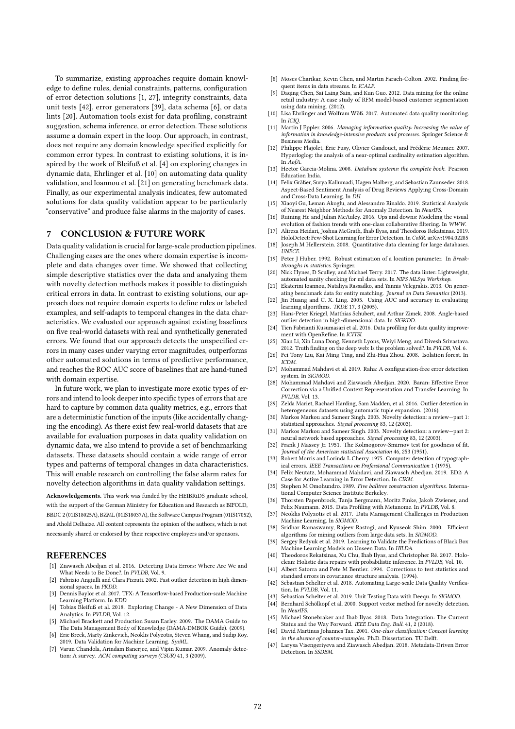To summarize, existing approaches require domain knowledge to define rules, denial constraints, patterns, configuration of error detection solutions [1, 27], integrity constraints, data unit tests [42], error generators [39], data schema [6], or data lints [20]. Automation tools exist for data profiling, constraint suggestion, schema inference, or error detection. These solutions assume a domain expert in the loop. Our approach, in contrast, does not require any domain knowledge specified explicitly for common error types. In contrast to existing solutions, it is inspired by the work of Bleifuß et al. [4] on exploring changes in dynamic data, Ehrlinger et al. [10] on automating data quality validation, and Ioannou et al. [21] on generating benchmark data. Finally, as our experimental analysis indicates, few automated solutions for data quality validation appear to be particularly "conservative" and produce false alarms in the majority of cases.

## 7 CONCLUSION & FUTURE WORK

Data quality validation is crucial for large-scale production pipelines. Challenging cases are the ones where domain expertise is incomplete and data changes over time. We showed that collecting simple descriptive statistics over the data and analyzing them with novelty detection methods makes it possible to distinguish critical errors in data. In contrast to existing solutions, our approach does not require domain experts to define rules or labeled examples, and self-adapts to temporal changes in the data characteristics. We evaluated our approach against existing baselines on five real-world datasets with real and synthetically generated errors. We found that our approach detects the unspecified errors in many cases under varying error magnitudes, outperforms other automated solutions in terms of predictive performance, and reaches the ROC AUC score of baselines that are hand-tuned with domain expertise.

In future work, we plan to investigate more exotic types of errors and intend to look deeper into specific types of errors that are hard to capture by common data quality metrics, e.g., errors that are a deterministic function of the inputs (like accidentally changing the encoding). As there exist few real-world datasets that are available for evaluation purposes in data quality validation on dynamic data, we also intend to provide a set of benchmarking datasets. These datasets should contain a wide range of error types and patterns of temporal changes in data characteristics. This will enable research on controlling the false alarm rates for novelty detection algorithms in data quality validation settings.

**Acknowledgements.** This work was funded by the HEIBRiDS graduate school, with the support of the German Ministry for Education and Research as BIFOLD, BBDC 2 (01IS18025A), BZML (01IS18037A), the Software Campus Program (01IS17052), and Ahold Delhaize. All content represents the opinion of the authors, which is not necessarily shared or endorsed by their respective employers and/or sponsors.

## REFERENCES

[1] Ziawasch Abedjan et al. 2016. Detecting Data Errors: Where Are We and What Needs to Be Done?. In *PVLDB*, Vol. 9.

[2] Fabrizio Angiulli and Clara Pizzuti. 2002. Fast outlier detection in high dimensional spaces. In *PKDD*.

[3] Dennis Baylor et al. 2017. TFX: A Tensorflow-based Production-scale Machine Learning Platform. In *KDD*.

[4] Tobias Bleifuß et al. 2018. Exploring Change - A New Dimension of Data Analytics. In *PVLDB*, Vol. 12.

[5] Michael Brackett and Production Susan Earley. 2009. The DAMA Guide to The Data Management Body of Knowledge (DAMA-DMBOK Guide). (2009).

[6] Eric Breck, Marty Zinkevich, Neoklis Polyzotis, Steven Whang, and Sudip Roy. 2019. Data Validation for Machine Learning. *SysML*.

[7] Varun Chandola, Arindam Banerjee, and Vipin Kumar. 2009. Anomaly detection: A survey. *ACM computing surveys (CSUR)* 41, 3 (2009).

[8] Moses Charikar, Kevin Chen, and Martin Farach-Colton. 2002. Finding frequent items in data streams. In *ICALP*.

[9] Daqing Chen, Sai Laing Sain, and Kun Guo. 2012. Data mining for the online retail industry: A case study of RFM model-based customer segmentation using data mining. (2012).

[10] Lisa Ehrlinger and Wolfram Wöß. 2017. Automated data quality monitoring. In *ICIQ*.

[11] Martin J Eppler. 2006. *Managing information quality: Increasing the value of information in knowledge-intensive products and processes*. Springer Science & Business Media.

[12] Philippe Flajolet, Éric Fusy, Olivier Gandouet, and Frédéric Meunier. 2007. Hyperloglog: the analysis of a near-optimal cardinality estimation algorithm. In *AofA*.

[13] Hector Garcia-Molina. 2008. *Database systems: the complete book*. Pearson Education India.

[14] Felix Gräßer, Surya Kallumadi, Hagen Malberg, and Sebastian Zaunseder. 2018. Aspect-Based Sentiment Analysis of Drug Reviews Applying Cross-Domain and Cross-Data Learning. In *DH*.

[15] Xiaoyi Gu, Leman Akoglu, and Alessandro Rinaldo. 2019. Statistical Analysis of Nearest Neighbor Methods for Anomaly Detection. In *NeurIPS*.

[16] Ruining He and Julian McAuley. 2016. Ups and downs: Modeling the visual evolution of fashion trends with one-class collaborative filtering. In *WWW*.

[17] Alireza Heidari, Joshua McGrath, Ihab Ilyas, and Theodoros Rekatsinas. 2019. HoloDetect: Few-Shot Learning for Error Detection. In *CoRR*. arXiv:1904.02285

[18] Joseph M Hellerstein. 2008. Quantitative data cleaning for large databases. *UNECE*.

[19] Peter J Huber. 1992. Robust estimation of a location parameter. In *Breakthroughs in statistics*. Springer.

[20] Nick Hynes, D Sculley, and Michael Terry. 2017. The data linter: Lightweight, automated sanity checking for ml data sets. In *NIPS MLSys Workshop*.

[21] Ekaterini Ioannou, Nataliya Rassadko, and Yannis Velegrakis. 2013. On generating benchmark data for entity matching. *Journal on Data Semantics* (2013).

[22] Jin Huang and C. X. Ling. 2005. Using AUC and accuracy in evaluating learning algorithms. *TKDE* 17, 3 (2005).

[23] Hans-Peter Kriegel, Matthias Schubert, and Arthur Zimek. 2008. Angle-based outlier detection in high-dimensional data. In *SIGKDD*.

[24] Tien Fabrianti Kusumasari et al. 2016. Data profiling for data quality improvement with OpenRefine. In *ICITSI*.

[25] Xian Li, Xin Luna Dong, Kenneth Lyons, Weiyi Meng, and Divesh Srivastava. 2012. Truth finding on the deep web: Is the problem solved?. In *PVLDB*, Vol. 6.

[26] Fei Tony Liu, Kai Ming Ting, and Zhi-Hua Zhou. 2008. Isolation forest. In *ICDM*.

[27] Mohammad Mahdavi et al. 2019. Raha: A configuration-free error detection system. In *SIGMOD*.

[28] Mohammad Mahdavi and Ziawasch Abedjan. 2020. Baran: Effective Error Correction via a Unified Context Representation and Transfer Learning. In *PVLDB*, Vol. 13.

[29] Zelda Mariet, Rachael Harding, Sam Madden, et al. 2016. Outlier detection in heterogeneous datasets using automatic tuple expansion. (2016).

[30] Markos Markou and Sameer Singh. 2003. Novelty detection: a review—part 1: statistical approaches. *Signal processing* 83, 12 (2003).

[31] Markos Markou and Sameer Singh. 2003. Novelty detection: a review—part 2: neural network based approaches. *Signal processing* 83, 12 (2003).

[32] Frank J Massey Jr. 1951. The Kolmogorov-Smirnov test for goodness of fit. *Journal of the American statistical Association* 46, 253 (1951).

[33] Robert Morris and Lorinda L Cherry. 1975. Computer detection of typographical errors. *IEEE Transactions on Professional Communication* 1 (1975).

[34] Felix Neutatz, Mohammad Mahdavi, and Ziawasch Abedjan. 2019. ED2: A Case for Active Learning in Error Detection. In *CIKM*.

[35] Stephen M Omohundro. 1989. *Five balltree construction algorithms*. International Computer Science Institute Berkeley.

[36] Thorsten Papenbrock, Tanja Bergmann, Moritz Finke, Jakob Zwiener, and Felix Naumann. 2015. Data Profiling with Metanome. In *PVLDB*, Vol. 8.

[37] Neoklis Polyzotis et al. 2017. Data Management Challenges in Production Machine Learning. In *SIGMOD*.

[38] Sridhar Ramaswamy, Rajeev Rastogi, and Kyuseok Shim. 2000. Efficient algorithms for mining outliers from large data sets. In *SIGMOD*.

[39] Sergey Redyuk et al. 2019. Learning to Validate the Predictions of Black Box Machine Learning Models on Unseen Data. In *HILDA*.

[40] Theodoros Rekatsinas, Xu Chu, Ihab Ilyas, and Christopher Ré. 2017. Holoclean: Holistic data repairs with probabilistic inference. In *PVLDB*, Vol. 10.

[41] Albert Satorra and Pete M Bentler. 1994. Corrections to test statistics and standard errors in covariance structure analysis. (1994).

[42] Sebastian Schelter et al. 2018. Automating Large-scale Data Quality Verification. In *PVLDB*, Vol. 11.

[43] Sebastian Schelter et al. 2019. Unit Testing Data with Deequ. In *SIGMOD*.

[44] Bernhard Schölkopf et al. 2000. Support vector method for novelty detection. In *NeurIPS*.

[45] Michael Stonebraker and Ihab Ilyas. 2018. Data Integration: The Current Status and the Way Forward. *IEEE Data Eng. Bull.* 41, 2 (2018).

[46] David Martinus Johannes Tax. 2001. *One-class classification: Concept learning in the absence of counter-examples*. Ph.D. Dissertation. TU Delft.

[47] Larysa Visengeriyeva and Ziawasch Abedjan. 2018. Metadata-Driven Error Detection. In *SSDBM*.